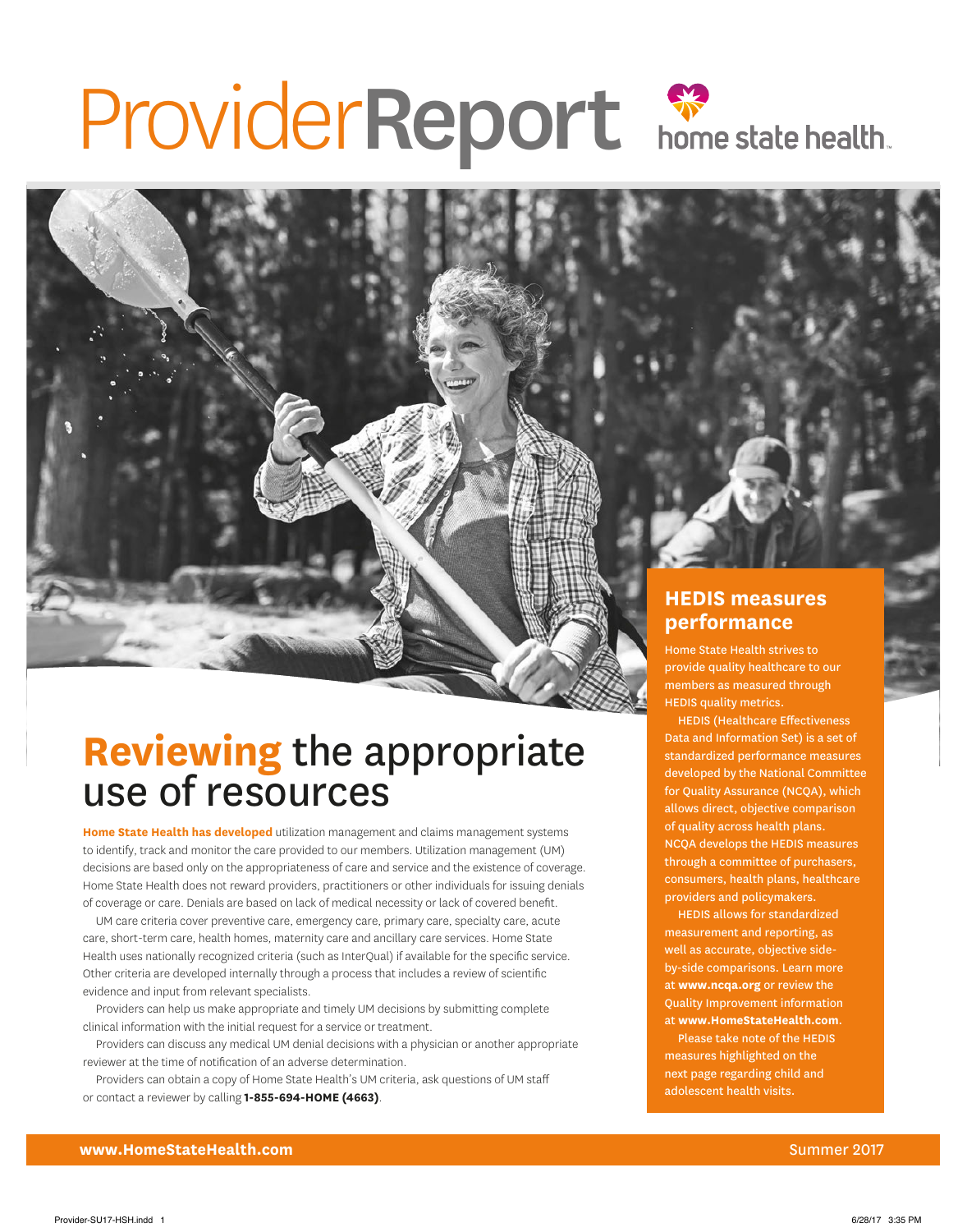# ProviderReport

home state health

## Reviewing the appropriate use of resources

**Home State Health has developed** utilization management and claims management systems to identify, track and monitor the care provided to our members. Utilization management (UM) decisions are based only on the appropriateness of care and service and the existence of coverage. Home State Health does not reward providers, practitioners or other individuals for issuing denials of coverage or care. Denials are based on lack of medical necessity or lack of covered benefit.

UM care criteria cover preventive care, emergency care, primary care, specialty care, acute care, short-term care, health homes, maternity care and ancillary care services. Home State Health uses nationally recognized criteria (such as InterQual) if available for the specific service. Other criteria are developed internally through a process that includes a review of scientific evidence and input from relevant specialists.

Providers can help us make appropriate and timely UM decisions by submitting complete clinical information with the initial request for a service or treatment.

Providers can discuss any medical UM denial decisions with a physician or another appropriate reviewer at the time of notification of an adverse determination.

Providers can obtain a copy of Home State Health's UM criteria, ask questions of UM staff or contact a reviewer by calling **1-855-694-HOME (4663)**.

## HEDIS measures performance

Home State Health strives to provide quality healthcare to our members as measured through HEDIS quality metrics.

HEDIS (Healthcare Effectiveness Data and Information Set) is a set of standardized performance measures developed by the National Committee for Quality Assurance (NCQA), which allows direct, objective comparison of quality across health plans. NCQA develops the HEDIS measures through a committee of purchasers, consumers, health plans, healthcare providers and policymakers.

HEDIS allows for standardized measurement and reporting, as well as accurate, objective side-by-side comparisons. Learn more at **www.ncqa.org** or review the Quality Improvement information at **www.HomeStateHealth.com**.

Please take note of the HEDIS measures highlighted on the next page regarding child and adolescent health visits.

**www.HomeStateHealth.com** Summer 2017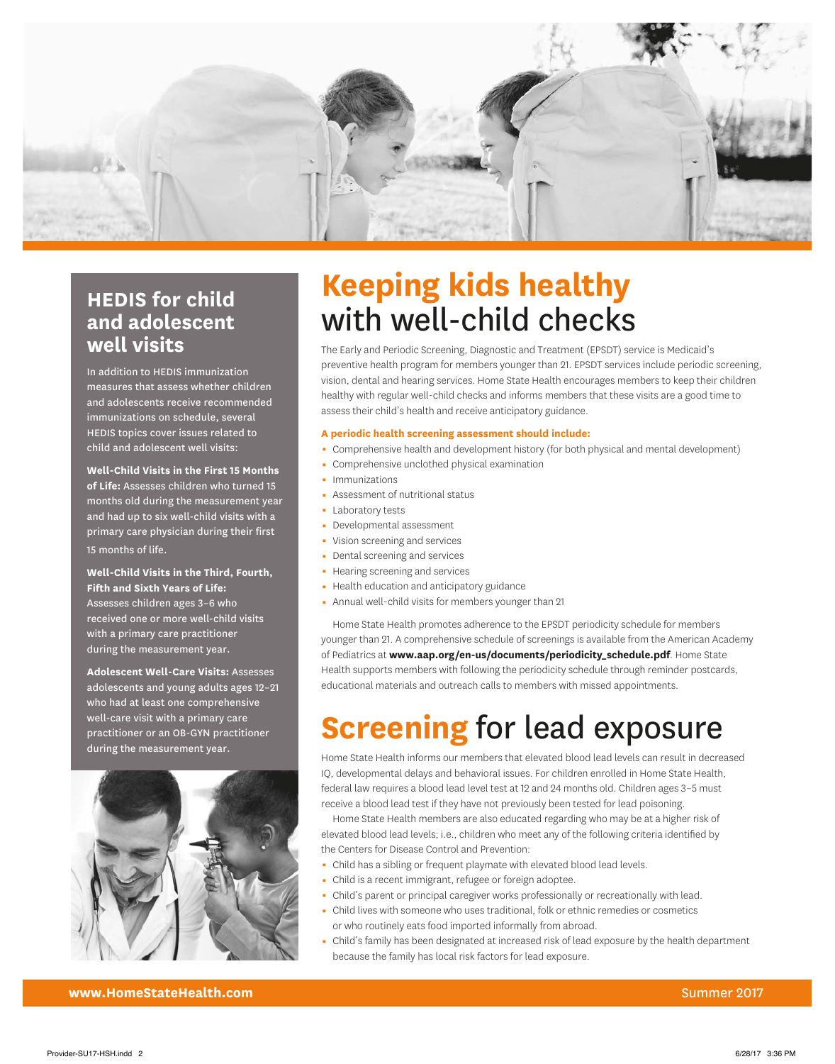## HEDIS for child and adolescent well visits

In addition to HEDIS immunization measures that assess whether children and adolescents receive recommended immunizations on schedule, several HEDIS topics cover issues related to child and adolescent well visits:

**Well-Child Visits in the First 15 Months of Life:** Assesses children who turned 15 months old during the measurement year and had up to six well-child visits with a primary care physician during their first 15 months of life.

**Well-Child Visits in the Third, Fourth, Fifth and Sixth Years of Life:** Assesses children ages 3–6 who received one or more well-child visits with a primary care practitioner during the measurement year.

**Adolescent Well-Care Visits:** Assesses adolescents and young adults ages 12–21 who had at least one comprehensive well-care visit with a primary care practitioner or an OB-GYN practitioner during the measurement year.

# Keeping kids healthy with well-child checks

The Early and Periodic Screening, Diagnostic and Treatment (EPSDT) service is Medicaid's preventive health program for members younger than 21. EPSDT services include periodic screening, vision, dental and hearing services. Home State Health encourages members to keep their children healthy with regular well-child checks and informs members that these visits are a good time to assess their child's health and receive anticipatory guidance.

**A periodic health screening assessment should include:**

- Comprehensive health and development history (for both physical and mental development)
- Comprehensive unclothed physical examination
- Immunizations
- Assessment of nutritional status
- Laboratory tests
- Developmental assessment
- Vision screening and services
- Dental screening and services
- Hearing screening and services
- Health education and anticipatory guidance
- Annual well-child visits for members younger than 21

Home State Health promotes adherence to the EPSDT periodicity schedule for members younger than 21. A comprehensive schedule of screenings is available from the American Academy of Pediatrics at **www.aap.org/en-us/documents/periodicity_schedule.pdf**. Home State Health supports members with following the periodicity schedule through reminder postcards, educational materials and outreach calls to members with missed appointments.

# Screening for lead exposure

Home State Health informs our members that elevated blood lead levels can result in decreased IQ, developmental delays and behavioral issues. For children enrolled in Home State Health, federal law requires a blood lead level test at 12 and 24 months old. Children ages 3–5 must receive a blood lead test if they have not previously been tested for lead poisoning.

Home State Health members are also educated regarding who may be at a higher risk of elevated blood lead levels; i.e., children who meet any of the following criteria identified by the Centers for Disease Control and Prevention:

- Child has a sibling or frequent playmate with elevated blood lead levels.
- Child is a recent immigrant, refugee or foreign adoptee.
- Child's parent or principal caregiver works professionally or recreationally with lead.
- Child lives with someone who uses traditional, folk or ethnic remedies or cosmetics or who routinely eats food imported informally from abroad.
- Child's family has been designated at increased risk of lead exposure by the health department because the family has local risk factors for lead exposure.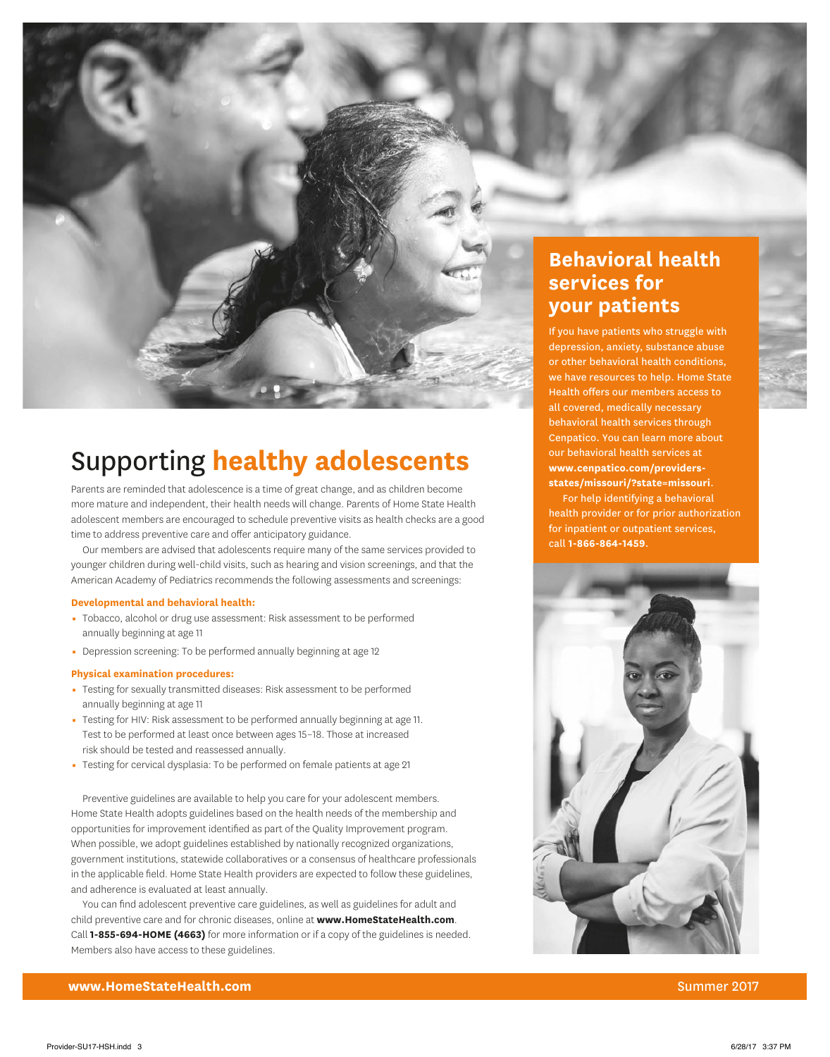# Supporting **healthy adolescents**

Parents are reminded that adolescence is a time of great change, and as children become more mature and independent, their health needs will change. Parents of Home State Health adolescent members are encouraged to schedule preventive visits as health checks are a good time to address preventive care and offer anticipatory guidance.

Our members are advised that adolescents require many of the same services provided to younger children during well-child visits, such as hearing and vision screenings, and that the American Academy of Pediatrics recommends the following assessments and screenings:

**Developmental and behavioral health:**

- Tobacco, alcohol or drug use assessment: Risk assessment to be performed annually beginning at age 11
- Depression screening: To be performed annually beginning at age 12

**Physical examination procedures:**

- Testing for sexually transmitted diseases: Risk assessment to be performed annually beginning at age 11
- Testing for HIV: Risk assessment to be performed annually beginning at age 11. Test to be performed at least once between ages 15–18. Those at increased risk should be tested and reassessed annually.
- Testing for cervical dysplasia: To be performed on female patients at age 21

Preventive guidelines are available to help you care for your adolescent members. Home State Health adopts guidelines based on the health needs of the membership and opportunities for improvement identified as part of the Quality Improvement program. When possible, we adopt guidelines established by nationally recognized organizations, government institutions, statewide collaboratives or a consensus of healthcare professionals in the applicable field. Home State Health providers are expected to follow these guidelines, and adherence is evaluated at least annually.

You can find adolescent preventive care guidelines, as well as guidelines for adult and child preventive care and for chronic diseases, online at **www.HomeStateHealth.com**. Call **1-855-694-HOME (4663)** for more information or if a copy of the guidelines is needed. Members also have access to these guidelines.

## Behavioral health services for your patients

If you have patients who struggle with depression, anxiety, substance abuse or other behavioral health conditions, we have resources to help. Home State Health offers our members access to all covered, medically necessary behavioral health services through Cenpatico. You can learn more about our behavioral health services at **www.cenpatico.com/providers-states/missouri/?state=missouri**.

For help identifying a behavioral health provider or for prior authorization for inpatient or outpatient services, call **1-866-864-1459**.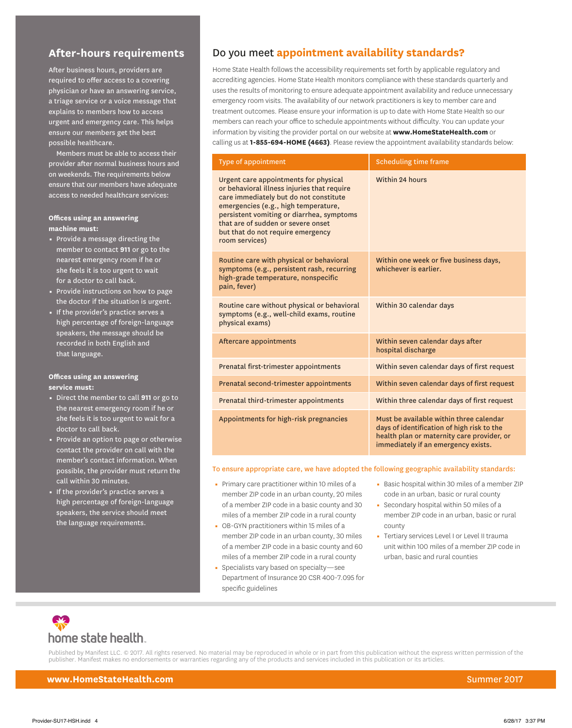## After-hours requirements

After business hours, providers are required to offer access to a covering physician or have an answering service, a triage service or a voice message that explains to members how to access urgent and emergency care. This helps ensure our members get the best possible healthcare.

Members must be able to access their provider after normal business hours and on weekends. The requirements below ensure that our members have adequate access to needed healthcare services:

**Offices using an answering machine must:**

- Provide a message directing the member to contact **911** or go to the nearest emergency room if he or she feels it is too urgent to wait for a doctor to call back.
- Provide instructions on how to page the doctor if the situation is urgent.
- If the provider's practice serves a high percentage of foreign-language speakers, the message should be recorded in both English and that language.

**Offices using an answering service must:**

- Direct the member to call **911** or go to the nearest emergency room if he or she feels it is too urgent to wait for a doctor to call back.
- Provide an option to page or otherwise contact the provider on call with the member's contact information. When possible, the provider must return the call within 30 minutes.
- If the provider's practice serves a high percentage of foreign-language speakers, the service should meet the language requirements.

## Do you meet appointment availability standards?

Home State Health follows the accessibility requirements set forth by applicable regulatory and accrediting agencies. Home State Health monitors compliance with these standards quarterly and uses the results of monitoring to ensure adequate appointment availability and reduce unnecessary emergency room visits. The availability of our network practitioners is key to member care and treatment outcomes. Please ensure your information is up to date with Home State Health so our members can reach your office to schedule appointments without difficulty. You can update your information by visiting the provider portal on our website at **www.HomeStateHealth.com** or calling us at **1-855-694-HOME (4663)**. Please review the appointment availability standards below:

| Type of appointment | Scheduling time frame |
|---|---|
| Urgent care appointments for physical or behavioral illness injuries that require care immediately but do not constitute emergencies (e.g., high temperature, persistent vomiting or diarrhea, symptoms that are of sudden or severe onset but that do not require emergency room services) | Within 24 hours |
| Routine care with physical or behavioral symptoms (e.g., persistent rash, recurring high-grade temperature, nonspecific pain, fever) | Within one week or five business days, whichever is earlier. |
| Routine care without physical or behavioral symptoms (e.g., well-child exams, routine physical exams) | Within 30 calendar days |
| Aftercare appointments | Within seven calendar days after hospital discharge |
| Prenatal first-trimester appointments | Within seven calendar days of first request |
| Prenatal second-trimester appointments | Within seven calendar days of first request |
| Prenatal third-trimester appointments | Within three calendar days of first request |
| Appointments for high-risk pregnancies | Must be available within three calendar days of identification of high risk to the health plan or maternity care provider, or immediately if an emergency exists. |

To ensure appropriate care, we have adopted the following geographic availability standards:

- Primary care practitioner within 10 miles of a member ZIP code in an urban county, 20 miles of a member ZIP code in a basic county and 30 miles of a member ZIP code in a rural county
- OB-GYN practitioners within 15 miles of a member ZIP code in an urban county, 30 miles of a member ZIP code in a basic county and 60 miles of a member ZIP code in a rural county
- Specialists vary based on specialty—see Department of Insurance 20 CSR 400-7.095 for specific guidelines
- Basic hospital within 30 miles of a member ZIP code in an urban, basic or rural county
- Secondary hospital within 50 miles of a member ZIP code in an urban, basic or rural county
- Tertiary services Level I or Level II trauma unit within 100 miles of a member ZIP code in urban, basic and rural counties

home state health.

Published by Manifest LLC. © 2017. All rights reserved. No material may be reproduced in whole or in part from this publication without the express written permission of the publisher. Manifest makes no endorsements or warranties regarding any of the products and services included in this publication or its articles.

**www.HomeStateHealth.com** Summer 2017